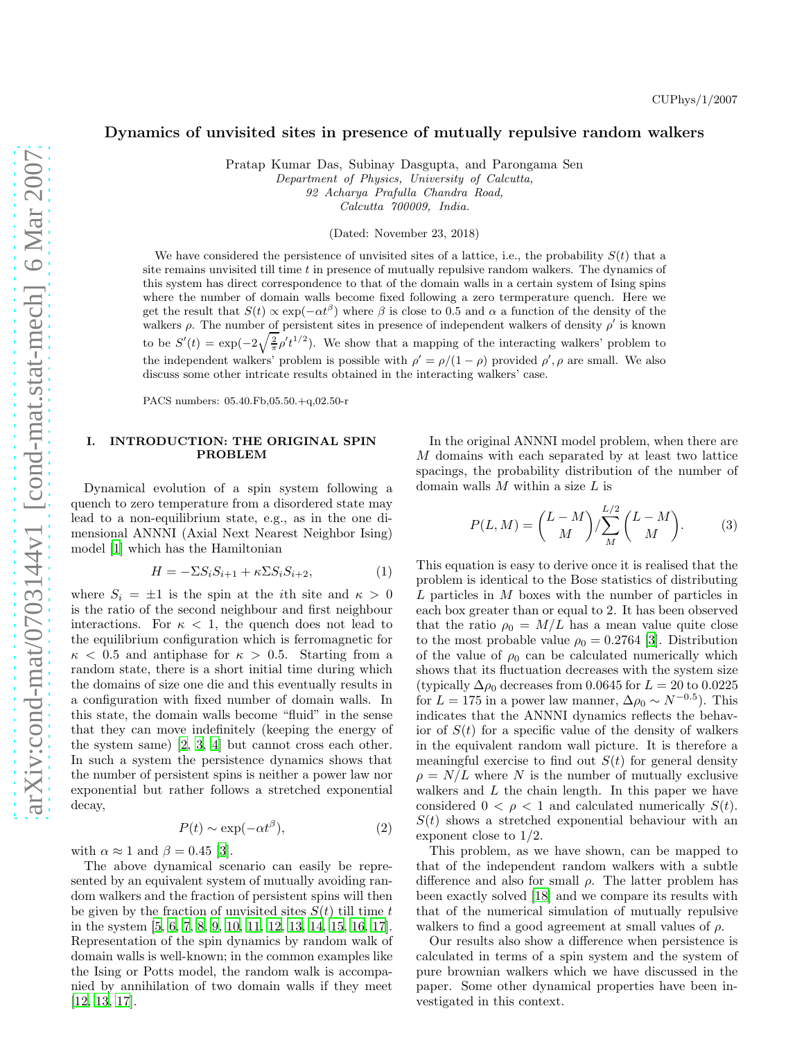CUPhys/1/2007

# Dynamics of unvisited sites in presence of mutually repulsive random walkers

Pratap Kumar Das, Subinay Dasgupta, and Parongama Sen

*Department of Physics, University of Calcutta,*
*92 Acharya Prafulla Chandra Road,*
*Calcutta 700009, India.*

(Dated: November 23, 2018)

We have considered the persistence of unvisited sites of a lattice, i.e., the probability $S(t)$ that a site remains unvisited till time $t$ in presence of mutually repulsive random walkers. The dynamics of this system has direct correspondence to that of the domain walls in a certain system of Ising spins where the number of domain walls become fixed following a zero termperature quench. Here we get the result that $S(t) \propto \exp(-\alpha t^{\beta})$ where $\beta$ is close to 0.5 and $\alpha$ a function of the density of the walkers $\rho$. The number of persistent sites in presence of independent walkers of density $\rho'$ is known to be $S'(t) = \exp(-2\sqrt{\frac{2}{\pi}}\rho' t^{1/2})$. We show that a mapping of the interacting walkers' problem to the independent walkers' problem is possible with $\rho' = \rho/(1-\rho)$ provided $\rho', \rho$ are small. We also discuss some other intricate results obtained in the interacting walkers' case.

PACS numbers: 05.40.Fb,05.50.+q,02.50-r

## I. INTRODUCTION: THE ORIGINAL SPIN PROBLEM

Dynamical evolution of a spin system following a quench to zero temperature from a disordered state may lead to a non-equilibrium state, e.g., as in the one dimensional ANNNI (Axial Next Nearest Neighbor Ising) model [1] which has the Hamiltonian

$$H = -\Sigma S_i S_{i+1} + \kappa \Sigma S_i S_{i+2}, \tag{1}$$

where $S_i = \pm 1$ is the spin at the $i$th site and $\kappa > 0$ is the ratio of the second neighbour and first neighbour interactions. For $\kappa < 1$, the quench does not lead to the equilibrium configuration which is ferromagnetic for $\kappa < 0.5$ and antiphase for $\kappa > 0.5$. Starting from a random state, there is a short initial time during which the domains of size one die and this eventually results in a configuration with fixed number of domain walls. In this state, the domain walls become "fluid" in the sense that they can move indefinitely (keeping the energy of the system same) [2, 3, 4] but cannot cross each other. In such a system the persistence dynamics shows that the number of persistent spins is neither a power law nor exponential but rather follows a stretched exponential decay,

$$P(t) \sim \exp(-\alpha t^{\beta}), \tag{2}$$

with $\alpha \approx 1$ and $\beta = 0.45$ [3].

The above dynamical scenario can easily be represented by an equivalent system of mutually avoiding random walkers and the fraction of persistent spins will then be given by the fraction of unvisited sites $S(t)$ till time $t$ in the system [5, 6, 7, 8, 9, 10, 11, 12, 13, 14, 15, 16, 17]. Representation of the spin dynamics by random walk of domain walls is well-known; in the common examples like the Ising or Potts model, the random walk is accompanied by annihilation of two domain walls if they meet [12, 13, 17].

In the original ANNNI model problem, when there are $M$ domains with each separated by at least two lattice spacings, the probability distribution of the number of domain walls $M$ within a size $L$ is

$$P(L,M) = \binom{L-M}{M} \Big/ \sum_{M}^{L/2} \binom{L-M}{M}. \tag{3}$$

This equation is easy to derive once it is realised that the problem is identical to the Bose statistics of distributing $L$ particles in $M$ boxes with the number of particles in each box greater than or equal to 2. It has been observed that the ratio $\rho_0 = M/L$ has a mean value quite close to the most probable value $\rho_0 = 0.2764$ [3]. Distribution of the value of $\rho_0$ can be calculated numerically which shows that its fluctuation decreases with the system size (typically $\Delta\rho_0$ decreases from 0.0645 for $L = 20$ to 0.0225 for $L = 175$ in a power law manner, $\Delta\rho_0 \sim N^{-0.5}$). This indicates that the ANNNI dynamics reflects the behavior of $S(t)$ for a specific value of the density of walkers in the equivalent random wall picture. It is therefore a meaningful exercise to find out $S(t)$ for general density $\rho = N/L$ where $N$ is the number of mutually exclusive walkers and $L$ the chain length. In this paper we have considered $0 < \rho < 1$ and calculated numerically $S(t)$. $S(t)$ shows a stretched exponential behaviour with an exponent close to 1/2.

This problem, as we have shown, can be mapped to that of the independent random walkers with a subtle difference and also for small $\rho$. The latter problem has been exactly solved [18] and we compare its results with that of the numerical simulation of mutually repulsive walkers to find a good agreement at small values of $\rho$.

Our results also show a difference when persistence is calculated in terms of a spin system and the system of pure brownian walkers which we have discussed in the paper. Some other dynamical properties have been investigated in this context.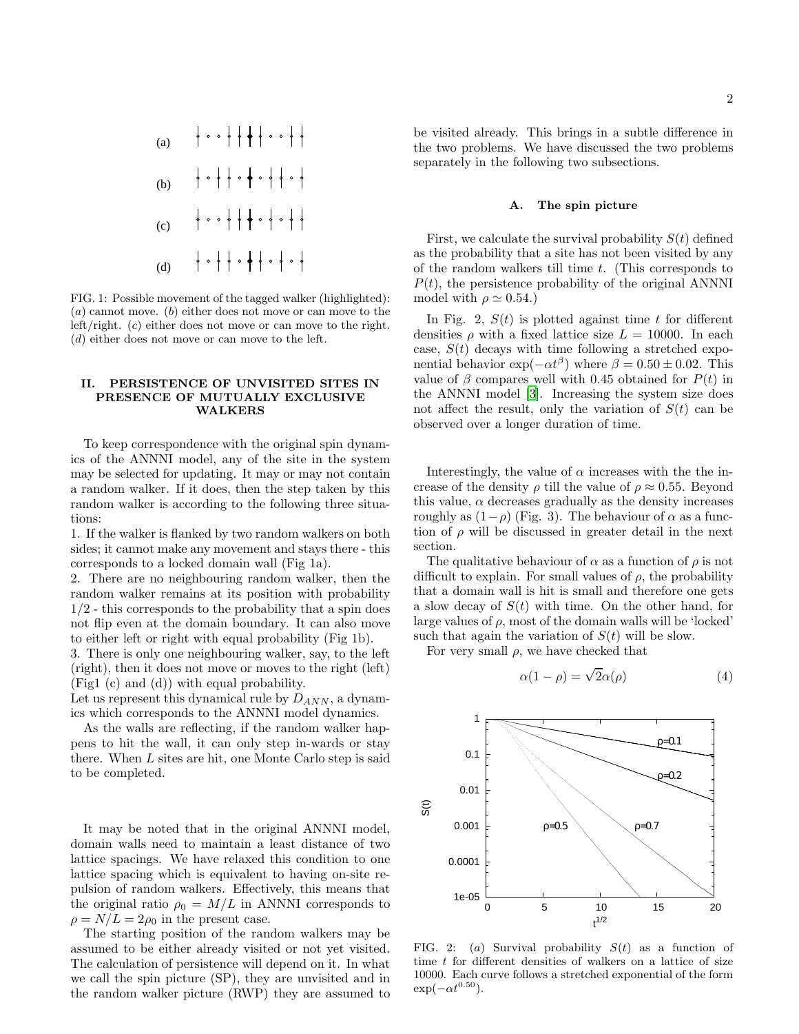FIG. 1: Possible movement of the tagged walker (highlighted): (*a*) cannot move. (*b*) either does not move or can move to the left/right. (*c*) either does not move or can move to the right. (*d*) either does not move or can move to the left.

## II. PERSISTENCE OF UNVISITED SITES IN PRESENCE OF MUTUALLY EXCLUSIVE WALKERS

To keep correspondence with the original spin dynamics of the ANNNI model, any of the site in the system may be selected for updating. It may or may not contain a random walker. If it does, then the step taken by this random walker is according to the following three situations:

1. If the walker is flanked by two random walkers on both sides; it cannot make any movement and stays there - this corresponds to a locked domain wall (Fig 1a).
2. There are no neighbouring random walker, then the random walker remains at its position with probability 1/2 - this corresponds to the probability that a spin does not flip even at the domain boundary. It can also move to either left or right with equal probability (Fig 1b).
3. There is only one neighbouring walker, say, to the left (right), then it does not move or moves to the right (left) (Fig1 (c) and (d)) with equal probability.

Let us represent this dynamical rule by $D_{ANN}$, a dynamics which corresponds to the ANNNI model dynamics.

As the walls are reflecting, if the random walker happens to hit the wall, it can only step in-wards or stay there. When $L$ sites are hit, one Monte Carlo step is said to be completed.

It may be noted that in the original ANNNI model, domain walls need to maintain a least distance of two lattice spacings. We have relaxed this condition to one lattice spacing which is equivalent to having on-site repulsion of random walkers. Effectively, this means that the original ratio $\rho_0 = M/L$ in ANNNI corresponds to $\rho = N/L = 2\rho_0$ in the present case.

The starting position of the random walkers may be assumed to be either already visited or not yet visited. The calculation of persistence will depend on it. In what we call the spin picture (SP), they are unvisited and in the random walker picture (RWP) they are assumed to be visited already. This brings in a subtle difference in the two problems. We have discussed the two problems separately in the following two subsections.

### A. The spin picture

First, we calculate the survival probability $S(t)$ defined as the probability that a site has not been visited by any of the random walkers till time $t$. (This corresponds to $P(t)$, the persistence probability of the original ANNNI model with $\rho \simeq 0.54$.)

In Fig. 2, $S(t)$ is plotted against time $t$ for different densities $\rho$ with a fixed lattice size $L = 10000$. In each case, $S(t)$ decays with time following a stretched exponential behavior $\exp(-\alpha t^{\beta})$ where $\beta = 0.50 \pm 0.02$. This value of $\beta$ compares well with 0.45 obtained for $P(t)$ in the ANNNI model [3]. Increasing the system size does not affect the result, only the variation of $S(t)$ can be observed over a longer duration of time.

Interestingly, the value of $\alpha$ increases with the the increase of the density $\rho$ till the value of $\rho \approx 0.55$. Beyond this value, $\alpha$ decreases gradually as the density increases roughly as $(1-\rho)$ (Fig. 3). The behaviour of $\alpha$ as a function of $\rho$ will be discussed in greater detail in the next section.

The qualitative behaviour of $\alpha$ as a function of $\rho$ is not difficult to explain. For small values of $\rho$, the probability that a domain wall is hit is small and therefore one gets a slow decay of $S(t)$ with time. On the other hand, for large values of $\rho$, most of the domain walls will be 'locked' such that again the variation of $S(t)$ will be slow.

For very small $\rho$, we have checked that

$$\alpha(1-\rho) = \sqrt{2}\alpha(\rho) \tag{4}$$

FIG. 2: (*a*) Survival probability $S(t)$ as a function of time $t$ for different densities of walkers on a lattice of size 10000. Each curve follows a stretched exponential of the form $\exp(-\alpha t^{0.50})$.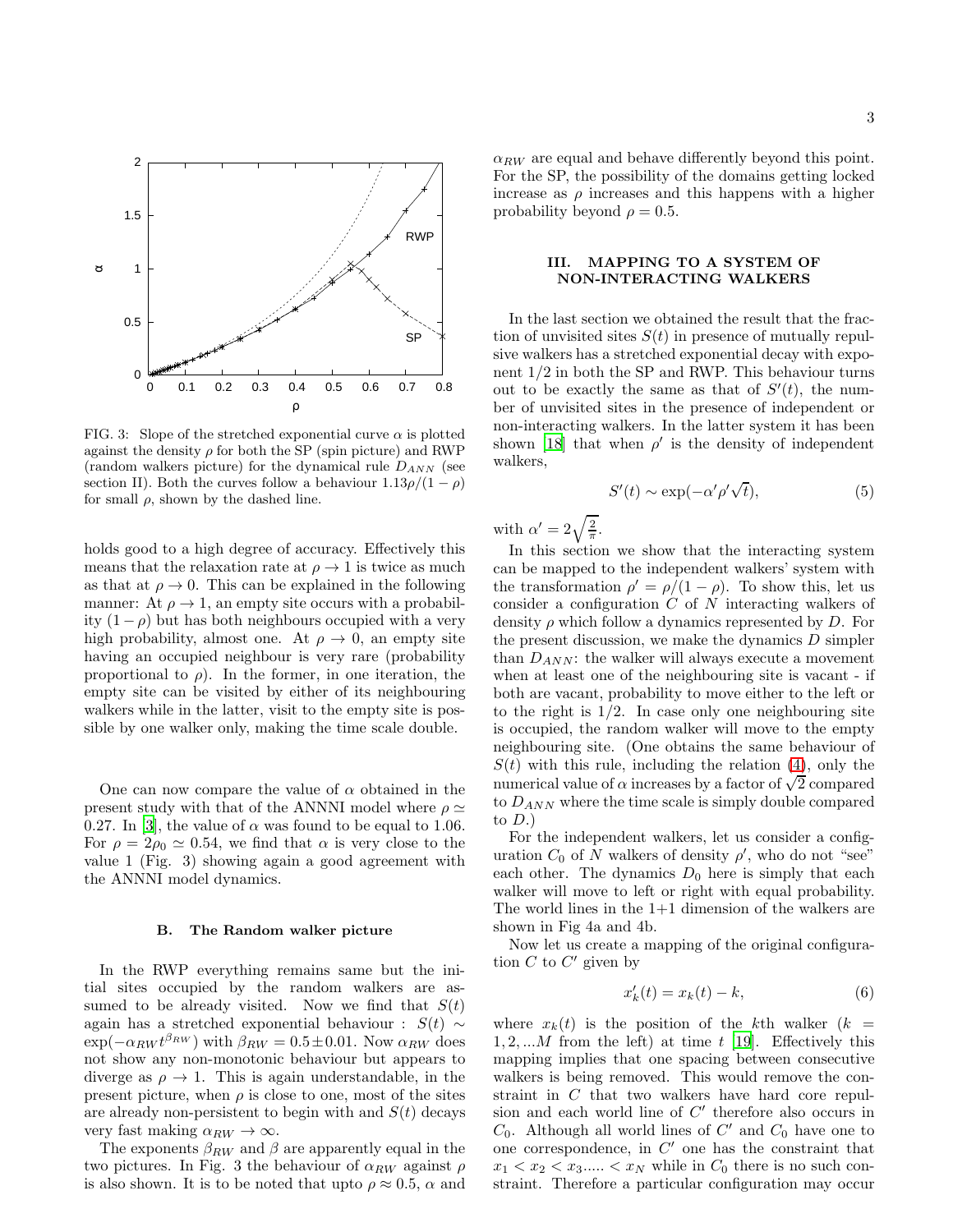FIG. 3: Slope of the stretched exponential curve $\alpha$ is plotted against the density $\rho$ for both the SP (spin picture) and RWP (random walkers picture) for the dynamical rule $D_{ANN}$ (see section II). Both the curves follow a behaviour $1.13\rho/(1-\rho)$ for small $\rho$, shown by the dashed line.

holds good to a high degree of accuracy. Effectively this means that the relaxation rate at $\rho \to 1$ is twice as much as that at $\rho \to 0$. This can be explained in the following manner: At $\rho \to 1$, an empty site occurs with a probability $(1-\rho)$ but has both neighbours occupied with a very high probability, almost one. At $\rho \to 0$, an empty site having an occupied neighbour is very rare (probability proportional to $\rho$). In the former, in one iteration, the empty site can be visited by either of its neighbouring walkers while in the latter, visit to the empty site is possible by one walker only, making the time scale double.

One can now compare the value of $\alpha$ obtained in the present study with that of the ANNNI model where $\rho \simeq 0.27$. In [3], the value of $\alpha$ was found to be equal to 1.06. For $\rho = 2\rho_0 \simeq 0.54$, we find that $\alpha$ is very close to the value 1 (Fig. 3) showing again a good agreement with the ANNNI model dynamics.

### B. The Random walker picture

In the RWP everything remains same but the initial sites occupied by the random walkers are assumed to be already visited. Now we find that $S(t)$ again has a stretched exponential behaviour : $S(t) \sim \exp(-\alpha_{RW} t^{\beta_{RW}})$ with $\beta_{RW} = 0.5 \pm 0.01$. Now $\alpha_{RW}$ does not show any non-monotonic behaviour but appears to diverge as $\rho \to 1$. This is again understandable, in the present picture, when $\rho$ is close to one, most of the sites are already non-persistent to begin with and $S(t)$ decays very fast making $\alpha_{RW} \to \infty$.

The exponents $\beta_{RW}$ and $\beta$ are apparently equal in the two pictures. In Fig. 3 the behaviour of $\alpha_{RW}$ against $\rho$ is also shown. It is to be noted that upto $\rho \approx 0.5$, $\alpha$ and $\alpha_{RW}$ are equal and behave differently beyond this point. For the SP, the possibility of the domains getting locked increase as $\rho$ increases and this happens with a higher probability beyond $\rho = 0.5$.

## III. MAPPING TO A SYSTEM OF NON-INTERACTING WALKERS

In the last section we obtained the result that the fraction of unvisited sites $S(t)$ in presence of mutually repulsive walkers has a stretched exponential decay with exponent 1/2 in both the SP and RWP. This behaviour turns out to be exactly the same as that of $S'(t)$, the number of unvisited sites in the presence of independent or non-interacting walkers. In the latter system it has been shown [18] that when $\rho'$ is the density of independent walkers,

$$S'(t) \sim \exp(-\alpha' \rho' \sqrt{t}), \tag{5}$$

with $\alpha' = 2\sqrt{\frac{2}{\pi}}$.

In this section we show that the interacting system can be mapped to the independent walkers' system with the transformation $\rho' = \rho/(1-\rho)$. To show this, let us consider a configuration $C$ of $N$ interacting walkers of density $\rho$ which follow a dynamics represented by $D$. For the present discussion, we make the dynamics $D$ simpler than $D_{ANN}$: the walker will always execute a movement when at least one of the neighbouring site is vacant - if both are vacant, probability to move either to the left or to the right is 1/2. In case only one neighbouring site is occupied, the random walker will move to the empty neighbouring site. (One obtains the same behaviour of $S(t)$ with this rule, including the relation (4), only the numerical value of $\alpha$ increases by a factor of $\sqrt{2}$ compared to $D_{ANN}$ where the time scale is simply double compared to $D$.)

For the independent walkers, let us consider a configuration $C_0$ of $N$ walkers of density $\rho'$, who do not "see" each other. The dynamics $D_0$ here is simply that each walker will move to left or right with equal probability. The world lines in the 1+1 dimension of the walkers are shown in Fig 4a and 4b.

Now let us create a mapping of the original configuration $C$ to $C'$ given by

$$x'_k(t) = x_k(t) - k, \tag{6}$$

where $x_k(t)$ is the position of the $k$th walker ($k = 1, 2, ...M$ from the left) at time $t$ [19]. Effectively this mapping implies that one spacing between consecutive walkers is being removed. This would remove the constraint in $C$ that two walkers have hard core repulsion and each world line of $C'$ therefore also occurs in $C_0$. Although all world lines of $C'$ and $C_0$ have one to one correspondence, in $C'$ one has the constraint that $x_1 < x_2 < x_3 ..... < x_N$ while in $C_0$ there is no such constraint. Therefore a particular configuration may occur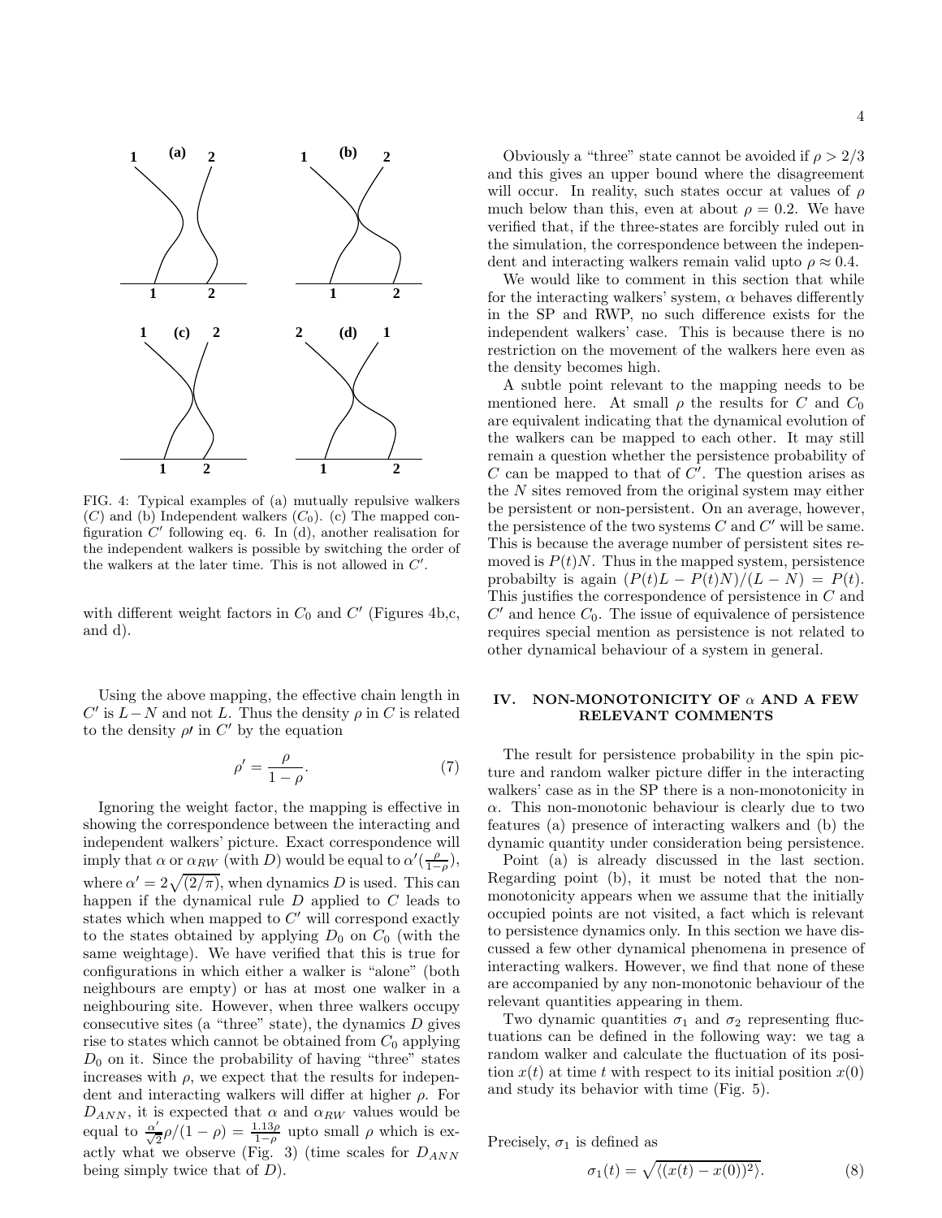FIG. 4: Typical examples of (a) mutually repulsive walkers ($C$) and (b) Independent walkers ($C_0$). (c) The mapped configuration $C'$ following eq. 6. In (d), another realisation for the independent walkers is possible by switching the order of the walkers at the later time. This is not allowed in $C'$.

with different weight factors in $C_0$ and $C'$ (Figures 4b,c, and d).

Using the above mapping, the effective chain length in $C'$ is $L-N$ and not $L$. Thus the density $\rho$ in $C$ is related to the density $\rho\prime$ in $C'$ by the equation

$$\rho' = \frac{\rho}{1-\rho}. \tag{7}$$

Ignoring the weight factor, the mapping is effective in showing the correspondence between the interacting and independent walkers' picture. Exact correspondence will imply that $\alpha$ or $\alpha_{RW}$ (with $D$) would be equal to $\alpha'(\frac{\rho}{1-\rho})$, where $\alpha' = 2\sqrt{(2/\pi)}$, when dynamics $D$ is used. This can happen if the dynamical rule $D$ applied to $C$ leads to states which when mapped to $C'$ will correspond exactly to the states obtained by applying $D_0$ on $C_0$ (with the same weightage). We have verified that this is true for configurations in which either a walker is "alone" (both neighbours are empty) or has at most one walker in a neighbouring site. However, when three walkers occupy consecutive sites (a "three" state), the dynamics $D$ gives rise to states which cannot be obtained from $C_0$ applying $D_0$ on it. Since the probability of having "three" states increases with $\rho$, we expect that the results for independent and interacting walkers will differ at higher $\rho$. For $D_{ANN}$, it is expected that $\alpha$ and $\alpha_{RW}$ values would be equal to $\frac{\alpha'}{\sqrt{2}}\rho/(1-\rho) = \frac{1.13\rho}{1-\rho}$ upto small $\rho$ which is exactly what we observe (Fig. 3) (time scales for $D_{ANN}$ being simply twice that of $D$).

Obviously a "three" state cannot be avoided if $\rho > 2/3$ and this gives an upper bound where the disagreement will occur. In reality, such states occur at values of $\rho$ much below than this, even at about $\rho = 0.2$. We have verified that, if the three-states are forcibly ruled out in the simulation, the correspondence between the independent and interacting walkers remain valid upto $\rho \approx 0.4$.

We would like to comment in this section that while for the interacting walkers' system, $\alpha$ behaves differently in the SP and RWP, no such difference exists for the independent walkers' case. This is because there is no restriction on the movement of the walkers here even as the density becomes high.

A subtle point relevant to the mapping needs to be mentioned here. At small $\rho$ the results for $C$ and $C_0$ are equivalent indicating that the dynamical evolution of the walkers can be mapped to each other. It may still remain a question whether the persistence probability of $C$ can be mapped to that of $C'$. The question arises as the $N$ sites removed from the original system may either be persistent or non-persistent. On an average, however, the persistence of the two systems $C$ and $C'$ will be same. This is because the average number of persistent sites removed is $P(t)N$. Thus in the mapped system, persistence probabilty is again $(P(t)L - P(t)N)/(L-N) = P(t)$. This justifies the correspondence of persistence in $C$ and $C'$ and hence $C_0$. The issue of equivalence of persistence requires special mention as persistence is not related to other dynamical behaviour of a system in general.

## IV. NON-MONOTONICITY OF $\alpha$ AND A FEW RELEVANT COMMENTS

The result for persistence probability in the spin picture and random walker picture differ in the interacting walkers' case as in the SP there is a non-monotonicity in $\alpha$. This non-monotonic behaviour is clearly due to two features (a) presence of interacting walkers and (b) the dynamic quantity under consideration being persistence.

Point (a) is already discussed in the last section. Regarding point (b), it must be noted that the non-monotonicity appears when we assume that the initially occupied points are not visited, a fact which is relevant to persistence dynamics only. In this section we have discussed a few other dynamical phenomena in presence of interacting walkers. However, we find that none of these are accompanied by any non-monotonic behaviour of the relevant quantities appearing in them.

Two dynamic quantities $\sigma_1$ and $\sigma_2$ representing fluctuations can be defined in the following way: we tag a random walker and calculate the fluctuation of its position $x(t)$ at time $t$ with respect to its initial position $x(0)$ and study its behavior with time (Fig. 5).

Precisely, $\sigma_1$ is defined as

$$\sigma_1(t) = \sqrt{\langle (x(t) - x(0))^2 \rangle}. \tag{8}$$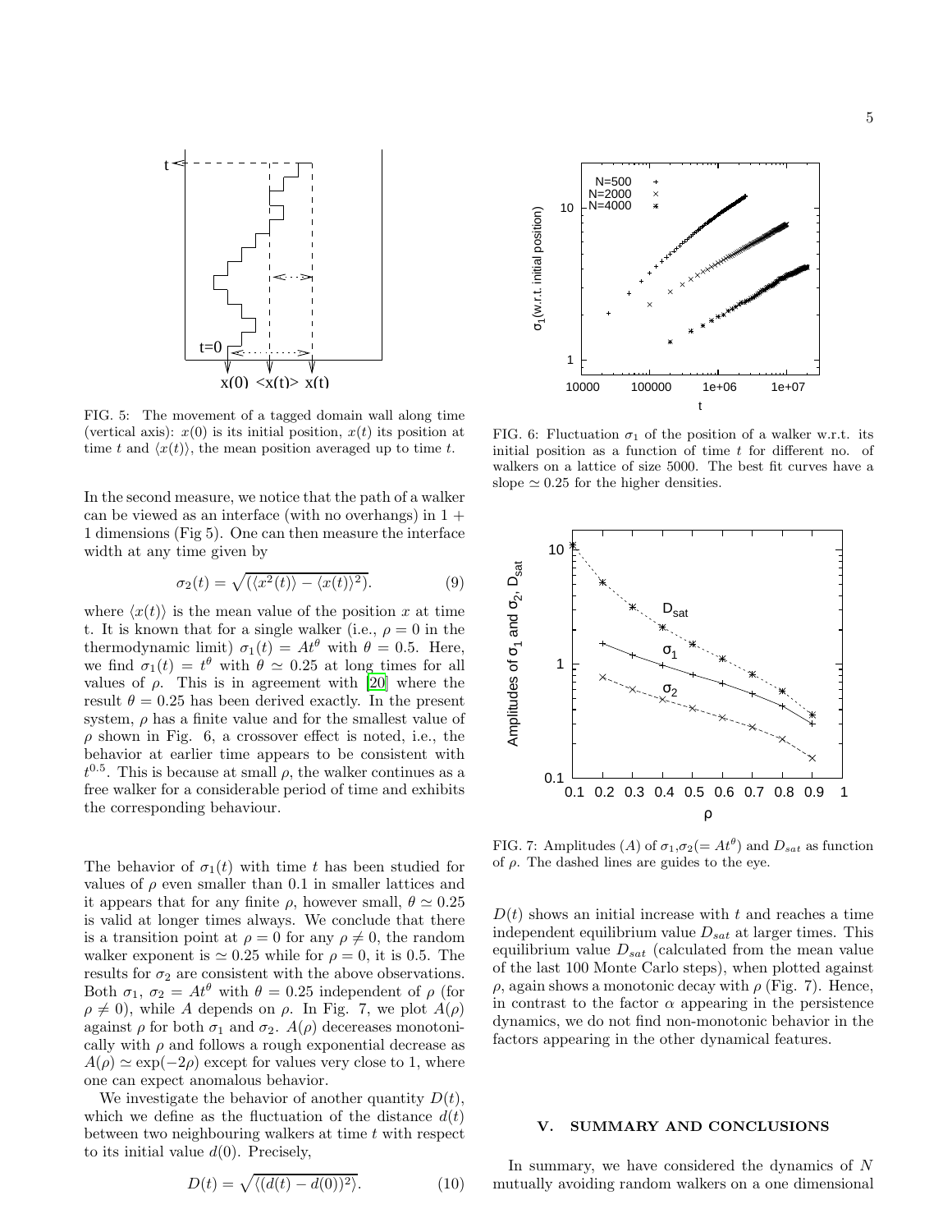FIG. 5: The movement of a tagged domain wall along time (vertical axis): $x(0)$ is its initial position, $x(t)$ its position at time $t$ and $\langle x(t)\rangle$, the mean position averaged up to time $t$.

FIG. 6: Fluctuation $\sigma_1$ of the position of a walker w.r.t. its initial position as a function of time $t$ for different no. of walkers on a lattice of size 5000. The best fit curves have a slope $\simeq 0.25$ for the higher densities.

In the second measure, we notice that the path of a walker can be viewed as an interface (with no overhangs) in 1 + 1 dimensions (Fig 5). One can then measure the interface width at any time given by

$$\sigma_2(t) = \sqrt{(\langle x^2(t)\rangle - \langle x(t)\rangle^2)}. \qquad (9)$$

where $\langle x(t)\rangle$ is the mean value of the position $x$ at time t. It is known that for a single walker (i.e., $\rho = 0$ in the thermodynamic limit) $\sigma_1(t) = At^\theta$ with $\theta = 0.5$. Here, we find $\sigma_1(t) = t^\theta$ with $\theta \simeq 0.25$ at long times for all values of $\rho$. This is in agreement with [20] where the result $\theta = 0.25$ has been derived exactly. In the present system, $\rho$ has a finite value and for the smallest value of $\rho$ shown in Fig. 6, a crossover effect is noted, i.e., the behavior at earlier time appears to be consistent with $t^{0.5}$. This is because at small $\rho$, the walker continues as a free walker for a considerable period of time and exhibits the corresponding behaviour.

The behavior of $\sigma_1(t)$ with time $t$ has been studied for values of $\rho$ even smaller than 0.1 in smaller lattices and it appears that for any finite $\rho$, however small, $\theta \simeq 0.25$ is valid at longer times always. We conclude that there is a transition point at $\rho = 0$ for any $\rho \neq 0$, the random walker exponent is $\simeq 0.25$ while for $\rho = 0$, it is 0.5. The results for $\sigma_2$ are consistent with the above observations. Both $\sigma_1$, $\sigma_2 = At^\theta$ with $\theta = 0.25$ independent of $\rho$ (for $\rho \neq 0$), while $A$ depends on $\rho$. In Fig. 7, we plot $A(\rho)$ against $\rho$ for both $\sigma_1$ and $\sigma_2$. $A(\rho)$ decereases monotonically with $\rho$ and follows a rough exponential decrease as $A(\rho) \simeq \exp(-2\rho)$ except for values very close to 1, where one can expect anomalous behavior.

We investigate the behavior of another quantity $D(t)$, which we define as the fluctuation of the distance $d(t)$ between two neighbouring walkers at time $t$ with respect to its initial value $d(0)$. Precisely,

$$D(t) = \sqrt{\langle (d(t) - d(0))^2\rangle}. \qquad (10)$$

FIG. 7: Amplitudes ($A$) of $\sigma_1$,$\sigma_2 (= At^\theta)$ and $D_{sat}$ as function of $\rho$. The dashed lines are guides to the eye.

$D(t)$ shows an initial increase with $t$ and reaches a time independent equilibrium value $D_{sat}$ at larger times. This equilibrium value $D_{sat}$ (calculated from the mean value of the last 100 Monte Carlo steps), when plotted against $\rho$, again shows a monotonic decay with $\rho$ (Fig. 7). Hence, in contrast to the factor $\alpha$ appearing in the persistence dynamics, we do not find non-monotonic behavior in the factors appearing in the other dynamical features.

## V. SUMMARY AND CONCLUSIONS

In summary, we have considered the dynamics of $N$ mutually avoiding random walkers on a one dimensional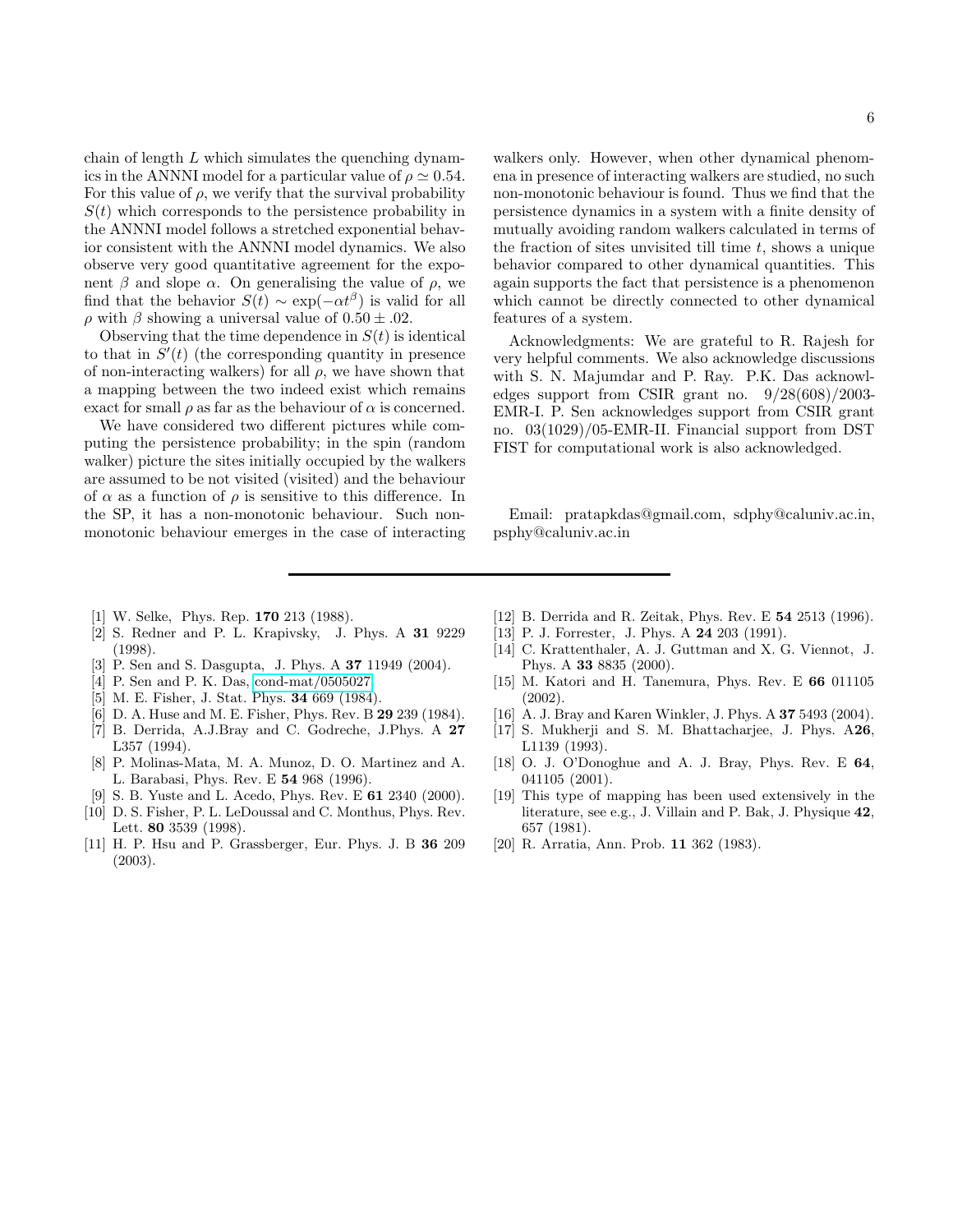chain of length $L$ which simulates the quenching dynamics in the ANNNI model for a particular value of $\rho \simeq 0.54$. For this value of $\rho$, we verify that the survival probability $S(t)$ which corresponds to the persistence probability in the ANNNI model follows a stretched exponential behavior consistent with the ANNNI model dynamics. We also observe very good quantitative agreement for the exponent $\beta$ and slope $\alpha$. On generalising the value of $\rho$, we find that the behavior $S(t) \sim \exp(-\alpha t^{\beta})$ is valid for all $\rho$ with $\beta$ showing a universal value of $0.50 \pm .02$.

Observing that the time dependence in $S(t)$ is identical to that in $S'(t)$ (the corresponding quantity in presence of non-interacting walkers) for all $\rho$, we have shown that a mapping between the two indeed exist which remains exact for small $\rho$ as far as the behaviour of $\alpha$ is concerned.

We have considered two different pictures while computing the persistence probability; in the spin (random walker) picture the sites initially occupied by the walkers are assumed to be not visited (visited) and the behaviour of $\alpha$ as a function of $\rho$ is sensitive to this difference. In the SP, it has a non-monotonic behaviour. Such non-monotonic behaviour emerges in the case of interacting walkers only. However, when other dynamical phenomena in presence of interacting walkers are studied, no such non-monotonic behaviour is found. Thus we find that the persistence dynamics in a system with a finite density of mutually avoiding random walkers calculated in terms of the fraction of sites unvisited till time $t$, shows a unique behavior compared to other dynamical quantities. This again supports the fact that persistence is a phenomenon which cannot be directly connected to other dynamical features of a system.

Acknowledgments: We are grateful to R. Rajesh for very helpful comments. We also acknowledge discussions with S. N. Majumdar and P. Ray. P.K. Das acknowledges support from CSIR grant no. 9/28(608)/2003-EMR-I. P. Sen acknowledges support from CSIR grant no. 03(1029)/05-EMR-II. Financial support from DST FIST for computational work is also acknowledged.

Email: pratapkdas@gmail.com, sdphy@caluniv.ac.in, psphy@caluniv.ac.in

---

[1] W. Selke, Phys. Rep. **170** 213 (1988).

[2] S. Redner and P. L. Krapivsky, J. Phys. A **31** 9229 (1998).

[3] P. Sen and S. Dasgupta, J. Phys. A **37** 11949 (2004).

[4] P. Sen and P. K. Das, cond-mat/0505027.

[5] M. E. Fisher, J. Stat. Phys. **34** 669 (1984).

[6] D. A. Huse and M. E. Fisher, Phys. Rev. B **29** 239 (1984).

[7] B. Derrida, A.J.Bray and C. Godreche, J.Phys. A **27** L357 (1994).

[8] P. Molinas-Mata, M. A. Munoz, D. O. Martinez and A. L. Barabasi, Phys. Rev. E **54** 968 (1996).

[9] S. B. Yuste and L. Acedo, Phys. Rev. E **61** 2340 (2000).

[10] D. S. Fisher, P. L. LeDoussal and C. Monthus, Phys. Rev. Lett. **80** 3539 (1998).

[11] H. P. Hsu and P. Grassberger, Eur. Phys. J. B **36** 209 (2003).

[12] B. Derrida and R. Zeitak, Phys. Rev. E **54** 2513 (1996).

[13] P. J. Forrester, J. Phys. A **24** 203 (1991).

[14] C. Krattenthaler, A. J. Guttman and X. G. Viennot, J. Phys. A **33** 8835 (2000).

[15] M. Katori and H. Tanemura, Phys. Rev. E **66** 011105 (2002).

[16] A. J. Bray and Karen Winkler, J. Phys. A **37** 5493 (2004).

[17] S. Mukherji and S. M. Bhattacharjee, J. Phys. A**26**, L1139 (1993).

[18] O. J. O'Donoghue and A. J. Bray, Phys. Rev. E **64**, 041105 (2001).

[19] This type of mapping has been used extensively in the literature, see e.g., J. Villain and P. Bak, J. Physique **42**, 657 (1981).

[20] R. Arratia, Ann. Prob. **11** 362 (1983).